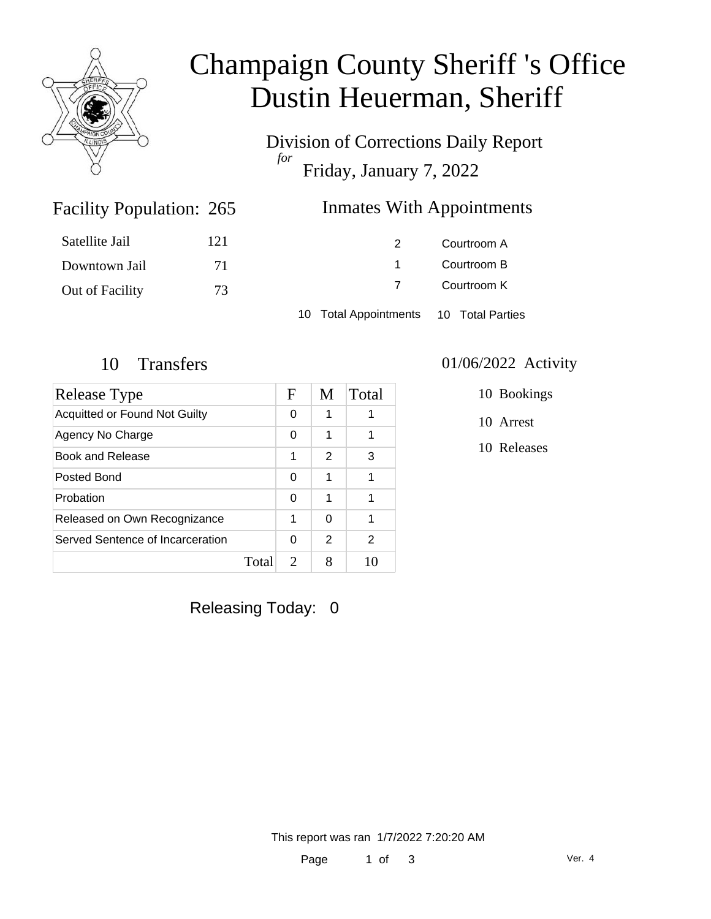# Champaign County Sheriff 's Office
# Dustin Heuerman, Sheriff

## Division of Corrections Daily Report
*for*
## Friday, January 7, 2022

### Facility Population: 265

| | |
|---|---|
| Satellite Jail | 121 |
| Downtown Jail | 71 |
| Out of Facility | 73 |

### Inmates With Appointments

| | |
|---|---|
| 2 | Courtroom A |
| 1 | Courtroom B |
| 7 | Courtroom K |

10 Total Appointments 10 Total Parties

### 10 Transfers

| Release Type | F | M | Total |
|---|---|---|---|
| Acquitted or Found Not Guilty | 0 | 1 | 1 |
| Agency No Charge | 0 | 1 | 1 |
| Book and Release | 1 | 2 | 3 |
| Posted Bond | 0 | 1 | 1 |
| Probation | 0 | 1 | 1 |
| Released on Own Recognizance | 1 | 0 | 1 |
| Served Sentence of Incarceration | 0 | 2 | 2 |
| Total | 2 | 8 | 10 |

### 01/06/2022 Activity

10 Bookings

10 Arrest

10 Releases

Releasing Today: 0

This report was ran 1/7/2022 7:20:20 AM

Ver. 4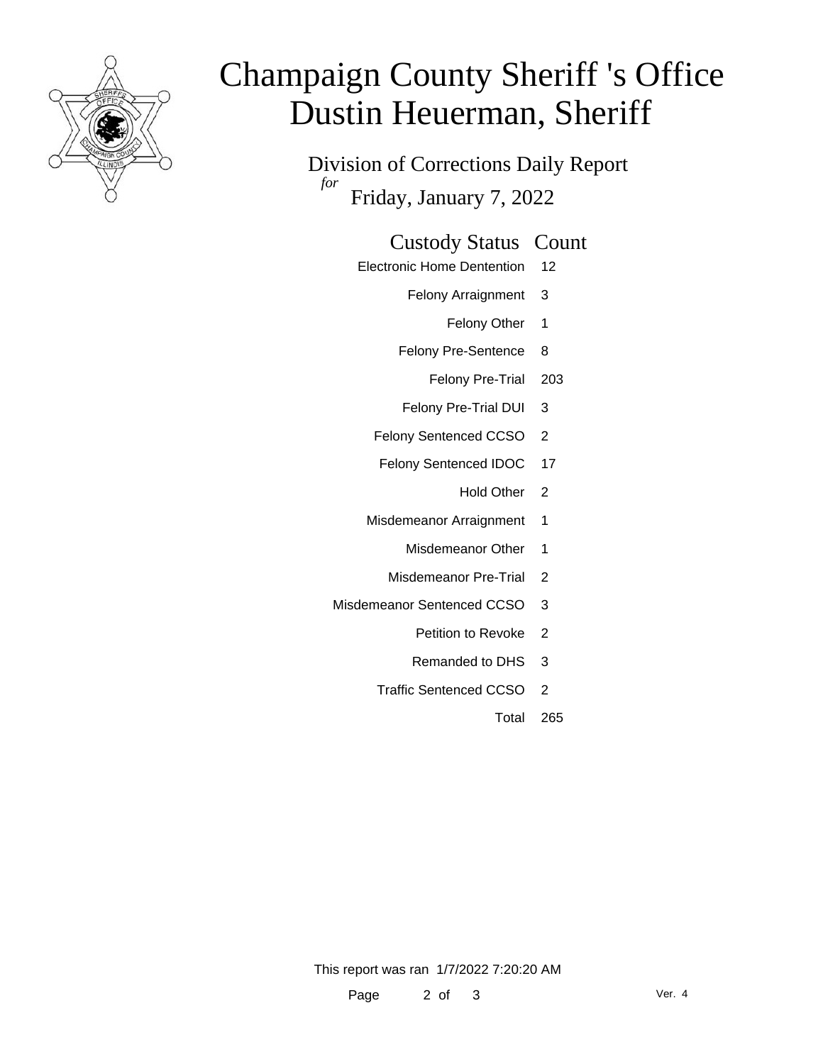# Champaign County Sheriff 's Office
# Dustin Heuerman, Sheriff

## Division of Corrections Daily Report

*for*

Friday, January 7, 2022

| Custody Status | Count |
|---|---|
| Electronic Home Dentention | 12 |
| Felony Arraignment | 3 |
| Felony Other | 1 |
| Felony Pre-Sentence | 8 |
| Felony Pre-Trial | 203 |
| Felony Pre-Trial DUI | 3 |
| Felony Sentenced CCSO | 2 |
| Felony Sentenced IDOC | 17 |
| Hold Other | 2 |
| Misdemeanor Arraignment | 1 |
| Misdemeanor Other | 1 |
| Misdemeanor Pre-Trial | 2 |
| Misdemeanor Sentenced CCSO | 3 |
| Petition to Revoke | 2 |
| Remanded to DHS | 3 |
| Traffic Sentenced CCSO | 2 |
| Total | 265 |

This report was ran 1/7/2022 7:20:20 AM

Ver. 4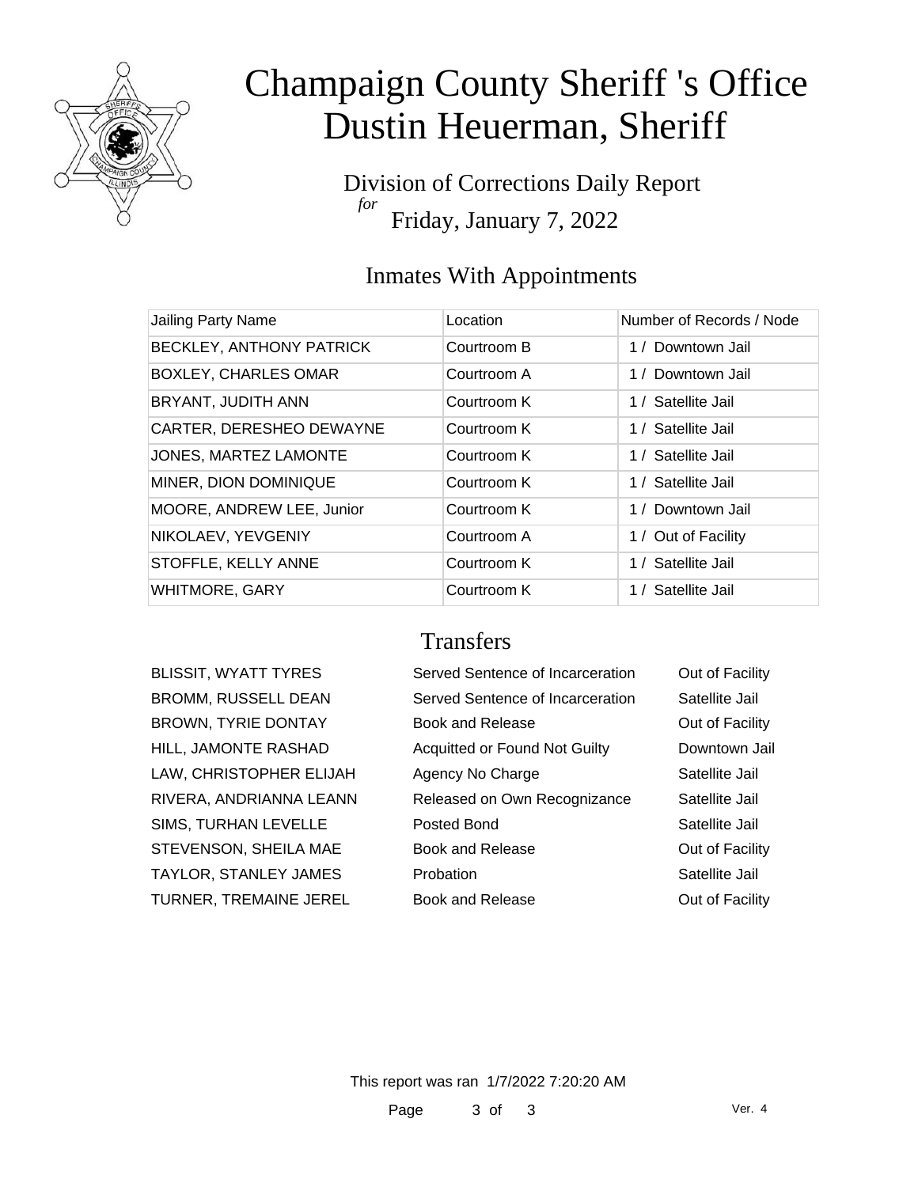# Champaign County Sheriff 's Office
# Dustin Heuerman, Sheriff

Division of Corrections Daily Report
*for*
Friday, January 7, 2022

## Inmates With Appointments

| Jailing Party Name | Location | Number of Records / Node |
|---|---|---|
| BECKLEY, ANTHONY PATRICK | Courtroom B | 1 / Downtown Jail |
| BOXLEY, CHARLES OMAR | Courtroom A | 1 / Downtown Jail |
| BRYANT, JUDITH ANN | Courtroom K | 1 / Satellite Jail |
| CARTER, DERESHEO DEWAYNE | Courtroom K | 1 / Satellite Jail |
| JONES, MARTEZ LAMONTE | Courtroom K | 1 / Satellite Jail |
| MINER, DION DOMINIQUE | Courtroom K | 1 / Satellite Jail |
| MOORE, ANDREW LEE, Junior | Courtroom K | 1 / Downtown Jail |
| NIKOLAEV, YEVGENIY | Courtroom A | 1 / Out of Facility |
| STOFFLE, KELLY ANNE | Courtroom K | 1 / Satellite Jail |
| WHITMORE, GARY | Courtroom K | 1 / Satellite Jail |

## Transfers

| | | |
|---|---|---|
| BLISSIT, WYATT TYRES | Served Sentence of Incarceration | Out of Facility |
| BROMM, RUSSELL DEAN | Served Sentence of Incarceration | Satellite Jail |
| BROWN, TYRIE DONTAY | Book and Release | Out of Facility |
| HILL, JAMONTE RASHAD | Acquitted or Found Not Guilty | Downtown Jail |
| LAW, CHRISTOPHER ELIJAH | Agency No Charge | Satellite Jail |
| RIVERA, ANDRIANNA LEANN | Released on Own Recognizance | Satellite Jail |
| SIMS, TURHAN LEVELLE | Posted Bond | Satellite Jail |
| STEVENSON, SHEILA MAE | Book and Release | Out of Facility |
| TAYLOR, STANLEY JAMES | Probation | Satellite Jail |
| TURNER, TREMAINE JEREL | Book and Release | Out of Facility |

This report was ran 1/7/2022 7:20:20 AM

Ver. 4